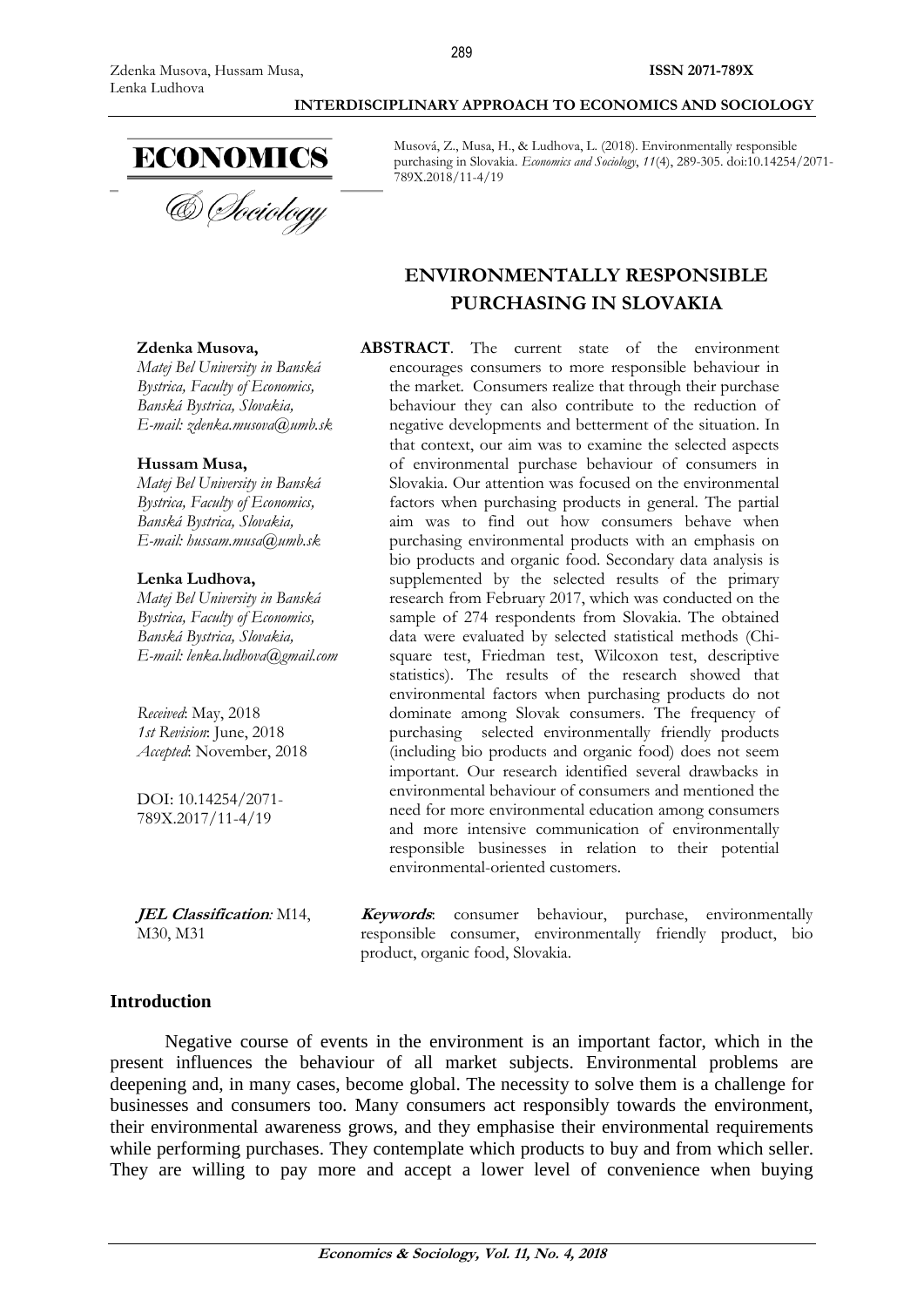Musová, Z., Musa, H., & Ludhova, L. (2018). Environmentally responsible purchasing in Slovakia. *Economics and Sociology*, *11*(4), 289-305. doi:10.14254/2071-789X.2018/11-4/19

# ENVIRONMENTALLY RESPONSIBLE PURCHASING IN SLOVAKIA

**Zdenka Musova,**
*Matej Bel University in Banská Bystrica, Faculty of Economics, Banská Bystrica, Slovakia,*
*E-mail: zdenka.musova@umb.sk*

**Hussam Musa,**
*Matej Bel University in Banská Bystrica, Faculty of Economics, Banská Bystrica, Slovakia,*
*E-mail: hussam.musa@umb.sk*

**Lenka Ludhova,**
*Matej Bel University in Banská Bystrica, Faculty of Economics, Banská Bystrica, Slovakia,*
*E-mail: lenka.ludhova@gmail.com*

*Received*: May, 2018
*1st Revision*: June, 2018
*Accepted*: November, 2018

DOI: 10.14254/2071-789X.2017/11-4/19

**JEL Classification***:* M14, M30, M31

**ABSTRACT**. The current state of the environment encourages consumers to more responsible behaviour in the market. Consumers realize that through their purchase behaviour they can also contribute to the reduction of negative developments and betterment of the situation. In that context, our aim was to examine the selected aspects of environmental purchase behaviour of consumers in Slovakia. Our attention was focused on the environmental factors when purchasing products in general. The partial aim was to find out how consumers behave when purchasing environmental products with an emphasis on bio products and organic food. Secondary data analysis is supplemented by the selected results of the primary research from February 2017, which was conducted on the sample of 274 respondents from Slovakia. The obtained data were evaluated by selected statistical methods (Chi-square test, Friedman test, Wilcoxon test, descriptive statistics). The results of the research showed that environmental factors when purchasing products do not dominate among Slovak consumers. The frequency of purchasing selected environmentally friendly products (including bio products and organic food) does not seem important. Our research identified several drawbacks in environmental behaviour of consumers and mentioned the need for more environmental education among consumers and more intensive communication of environmentally responsible businesses in relation to their potential environmental-oriented customers.

***Keywords***: consumer behaviour, purchase, environmentally responsible consumer, environmentally friendly product, bio product, organic food, Slovakia.

## Introduction

Negative course of events in the environment is an important factor, which in the present influences the behaviour of all market subjects. Environmental problems are deepening and, in many cases, become global. The necessity to solve them is a challenge for businesses and consumers too. Many consumers act responsibly towards the environment, their environmental awareness grows, and they emphasise their environmental requirements while performing purchases. They contemplate which products to buy and from which seller. They are willing to pay more and accept a lower level of convenience when buying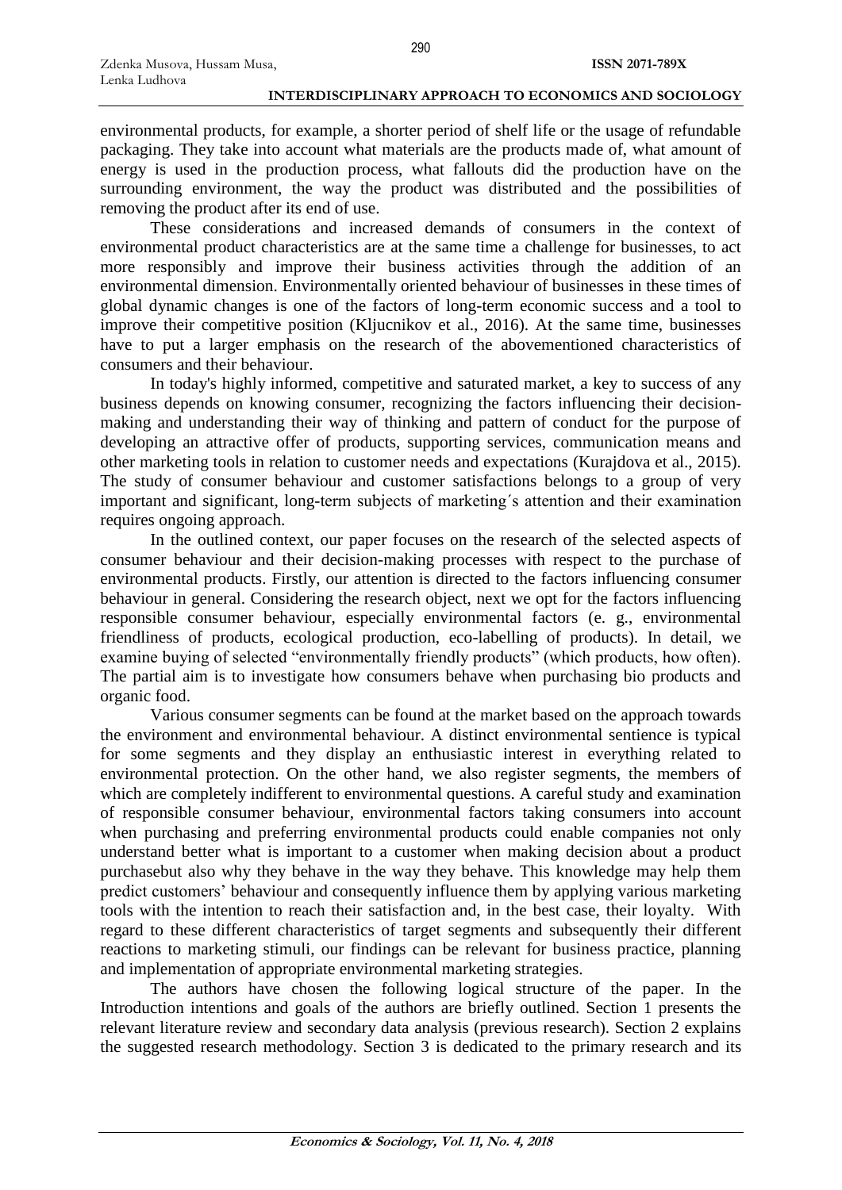environmental products, for example, a shorter period of shelf life or the usage of refundable packaging. They take into account what materials are the products made of, what amount of energy is used in the production process, what fallouts did the production have on the surrounding environment, the way the product was distributed and the possibilities of removing the product after its end of use.

These considerations and increased demands of consumers in the context of environmental product characteristics are at the same time a challenge for businesses, to act more responsibly and improve their business activities through the addition of an environmental dimension. Environmentally oriented behaviour of businesses in these times of global dynamic changes is one of the factors of long-term economic success and a tool to improve their competitive position (Kljucnikov et al., 2016). At the same time, businesses have to put a larger emphasis on the research of the abovementioned characteristics of consumers and their behaviour.

In today's highly informed, competitive and saturated market, a key to success of any business depends on knowing consumer, recognizing the factors influencing their decision-making and understanding their way of thinking and pattern of conduct for the purpose of developing an attractive offer of products, supporting services, communication means and other marketing tools in relation to customer needs and expectations (Kurajdova et al., 2015). The study of consumer behaviour and customer satisfactions belongs to a group of very important and significant, long-term subjects of marketing´s attention and their examination requires ongoing approach.

In the outlined context, our paper focuses on the research of the selected aspects of consumer behaviour and their decision-making processes with respect to the purchase of environmental products. Firstly, our attention is directed to the factors influencing consumer behaviour in general. Considering the research object, next we opt for the factors influencing responsible consumer behaviour, especially environmental factors (e. g., environmental friendliness of products, ecological production, eco-labelling of products). In detail, we examine buying of selected "environmentally friendly products" (which products, how often). The partial aim is to investigate how consumers behave when purchasing bio products and organic food.

Various consumer segments can be found at the market based on the approach towards the environment and environmental behaviour. A distinct environmental sentience is typical for some segments and they display an enthusiastic interest in everything related to environmental protection. On the other hand, we also register segments, the members of which are completely indifferent to environmental questions. A careful study and examination of responsible consumer behaviour, environmental factors taking consumers into account when purchasing and preferring environmental products could enable companies not only understand better what is important to a customer when making decision about a product purchasebut also why they behave in the way they behave. This knowledge may help them predict customers' behaviour and consequently influence them by applying various marketing tools with the intention to reach their satisfaction and, in the best case, their loyalty. With regard to these different characteristics of target segments and subsequently their different reactions to marketing stimuli, our findings can be relevant for business practice, planning and implementation of appropriate environmental marketing strategies.

The authors have chosen the following logical structure of the paper. In the Introduction intentions and goals of the authors are briefly outlined. Section 1 presents the relevant literature review and secondary data analysis (previous research). Section 2 explains the suggested research methodology. Section 3 is dedicated to the primary research and its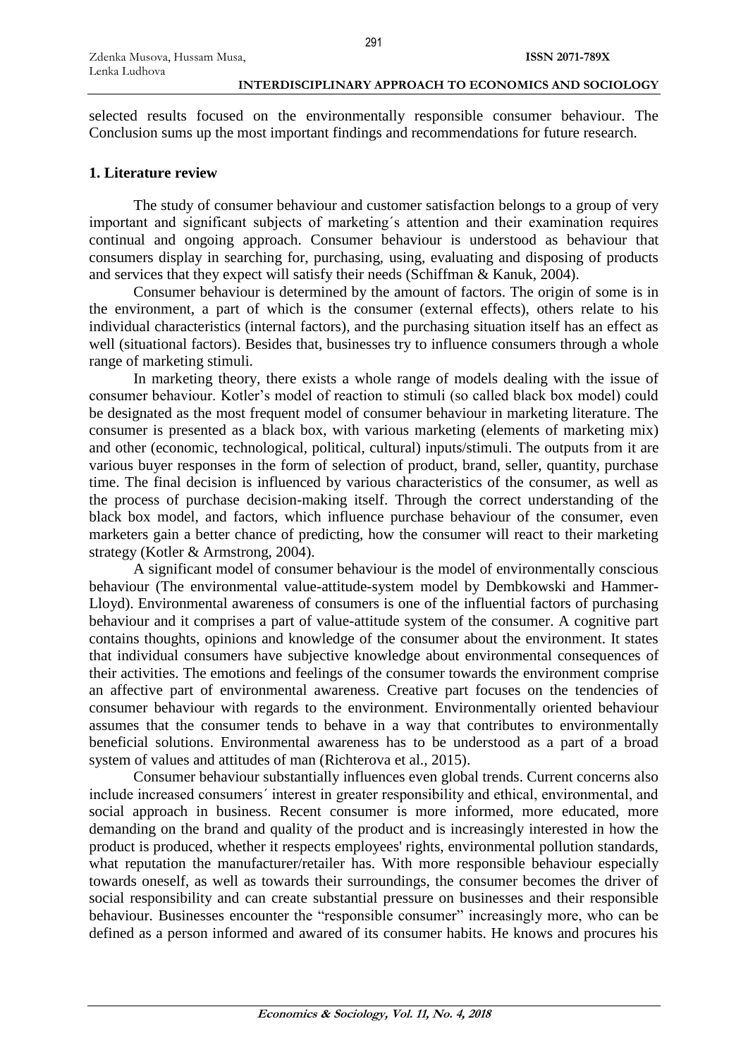selected results focused on the environmentally responsible consumer behaviour. The Conclusion sums up the most important findings and recommendations for future research.

## 1. Literature review

The study of consumer behaviour and customer satisfaction belongs to a group of very important and significant subjects of marketing´s attention and their examination requires continual and ongoing approach. Consumer behaviour is understood as behaviour that consumers display in searching for, purchasing, using, evaluating and disposing of products and services that they expect will satisfy their needs (Schiffman & Kanuk, 2004).

Consumer behaviour is determined by the amount of factors. The origin of some is in the environment, a part of which is the consumer (external effects), others relate to his individual characteristics (internal factors), and the purchasing situation itself has an effect as well (situational factors). Besides that, businesses try to influence consumers through a whole range of marketing stimuli.

In marketing theory, there exists a whole range of models dealing with the issue of consumer behaviour. Kotler's model of reaction to stimuli (so called black box model) could be designated as the most frequent model of consumer behaviour in marketing literature. The consumer is presented as a black box, with various marketing (elements of marketing mix) and other (economic, technological, political, cultural) inputs/stimuli. The outputs from it are various buyer responses in the form of selection of product, brand, seller, quantity, purchase time. The final decision is influenced by various characteristics of the consumer, as well as the process of purchase decision-making itself. Through the correct understanding of the black box model, and factors, which influence purchase behaviour of the consumer, even marketers gain a better chance of predicting, how the consumer will react to their marketing strategy (Kotler & Armstrong, 2004).

A significant model of consumer behaviour is the model of environmentally conscious behaviour (The environmental value-attitude-system model by Dembkowski and Hammer-Lloyd). Environmental awareness of consumers is one of the influential factors of purchasing behaviour and it comprises a part of value-attitude system of the consumer. A cognitive part contains thoughts, opinions and knowledge of the consumer about the environment. It states that individual consumers have subjective knowledge about environmental consequences of their activities. The emotions and feelings of the consumer towards the environment comprise an affective part of environmental awareness. Creative part focuses on the tendencies of consumer behaviour with regards to the environment. Environmentally oriented behaviour assumes that the consumer tends to behave in a way that contributes to environmentally beneficial solutions. Environmental awareness has to be understood as a part of a broad system of values and attitudes of man (Richterova et al., 2015).

Consumer behaviour substantially influences even global trends. Current concerns also include increased consumers´ interest in greater responsibility and ethical, environmental, and social approach in business. Recent consumer is more informed, more educated, more demanding on the brand and quality of the product and is increasingly interested in how the product is produced, whether it respects employees' rights, environmental pollution standards, what reputation the manufacturer/retailer has. With more responsible behaviour especially towards oneself, as well as towards their surroundings, the consumer becomes the driver of social responsibility and can create substantial pressure on businesses and their responsible behaviour. Businesses encounter the "responsible consumer" increasingly more, who can be defined as a person informed and awared of its consumer habits. He knows and procures his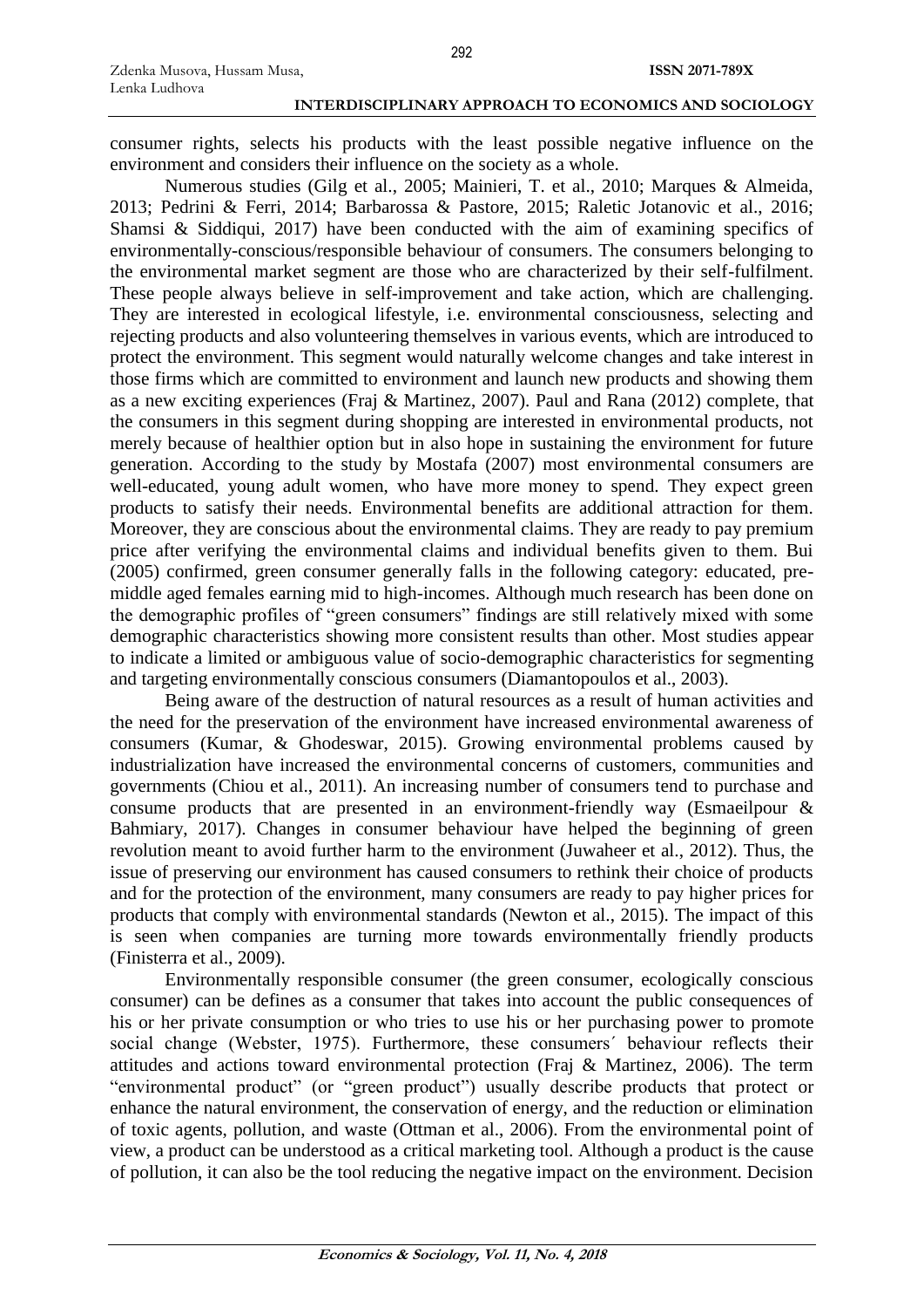consumer rights, selects his products with the least possible negative influence on the environment and considers their influence on the society as a whole.

Numerous studies (Gilg et al., 2005; Mainieri, T. et al., 2010; Marques & Almeida, 2013; Pedrini & Ferri, 2014; Barbarossa & Pastore, 2015; Raletic Jotanovic et al., 2016; Shamsi & Siddiqui, 2017) have been conducted with the aim of examining specifics of environmentally-conscious/responsible behaviour of consumers. The consumers belonging to the environmental market segment are those who are characterized by their self-fulfilment. These people always believe in self-improvement and take action, which are challenging. They are interested in ecological lifestyle, i.e. environmental consciousness, selecting and rejecting products and also volunteering themselves in various events, which are introduced to protect the environment. This segment would naturally welcome changes and take interest in those firms which are committed to environment and launch new products and showing them as a new exciting experiences (Fraj & Martinez, 2007). Paul and Rana (2012) complete, that the consumers in this segment during shopping are interested in environmental products, not merely because of healthier option but in also hope in sustaining the environment for future generation. According to the study by Mostafa (2007) most environmental consumers are well-educated, young adult women, who have more money to spend. They expect green products to satisfy their needs. Environmental benefits are additional attraction for them. Moreover, they are conscious about the environmental claims. They are ready to pay premium price after verifying the environmental claims and individual benefits given to them. Bui (2005) confirmed, green consumer generally falls in the following category: educated, pre-middle aged females earning mid to high-incomes. Although much research has been done on the demographic profiles of "green consumers" findings are still relatively mixed with some demographic characteristics showing more consistent results than other. Most studies appear to indicate a limited or ambiguous value of socio-demographic characteristics for segmenting and targeting environmentally conscious consumers (Diamantopoulos et al., 2003).

Being aware of the destruction of natural resources as a result of human activities and the need for the preservation of the environment have increased environmental awareness of consumers (Kumar, & Ghodeswar, 2015). Growing environmental problems caused by industrialization have increased the environmental concerns of customers, communities and governments (Chiou et al., 2011). An increasing number of consumers tend to purchase and consume products that are presented in an environment-friendly way (Esmaeilpour & Bahmiary, 2017). Changes in consumer behaviour have helped the beginning of green revolution meant to avoid further harm to the environment (Juwaheer et al., 2012). Thus, the issue of preserving our environment has caused consumers to rethink their choice of products and for the protection of the environment, many consumers are ready to pay higher prices for products that comply with environmental standards (Newton et al., 2015). The impact of this is seen when companies are turning more towards environmentally friendly products (Finisterra et al., 2009).

Environmentally responsible consumer (the green consumer, ecologically conscious consumer) can be defines as a consumer that takes into account the public consequences of his or her private consumption or who tries to use his or her purchasing power to promote social change (Webster, 1975). Furthermore, these consumers´ behaviour reflects their attitudes and actions toward environmental protection (Fraj & Martinez, 2006). The term "environmental product" (or "green product") usually describe products that protect or enhance the natural environment, the conservation of energy, and the reduction or elimination of toxic agents, pollution, and waste (Ottman et al., 2006). From the environmental point of view, a product can be understood as a critical marketing tool. Although a product is the cause of pollution, it can also be the tool reducing the negative impact on the environment. Decision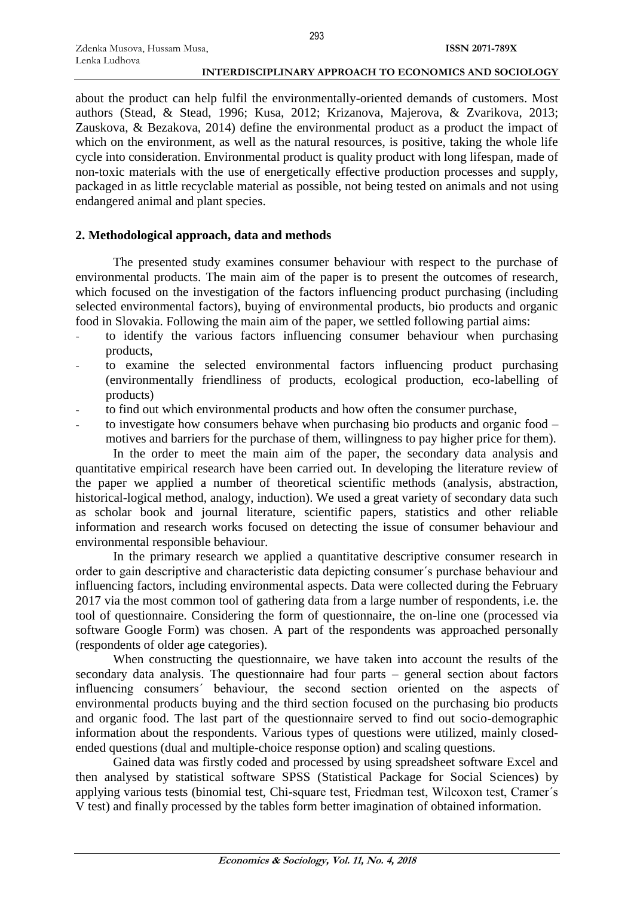about the product can help fulfil the environmentally-oriented demands of customers. Most authors (Stead, & Stead, 1996; Kusa, 2012; Krizanova, Majerova, & Zvarikova, 2013; Zauskova, & Bezakova, 2014) define the environmental product as a product the impact of which on the environment, as well as the natural resources, is positive, taking the whole life cycle into consideration. Environmental product is quality product with long lifespan, made of non-toxic materials with the use of energetically effective production processes and supply, packaged in as little recyclable material as possible, not being tested on animals and not using endangered animal and plant species.

## 2. Methodological approach, data and methods

The presented study examines consumer behaviour with respect to the purchase of environmental products. The main aim of the paper is to present the outcomes of research, which focused on the investigation of the factors influencing product purchasing (including selected environmental factors), buying of environmental products, bio products and organic food in Slovakia. Following the main aim of the paper, we settled following partial aims:

- to identify the various factors influencing consumer behaviour when purchasing products,
- to examine the selected environmental factors influencing product purchasing (environmentally friendliness of products, ecological production, eco-labelling of products)
- to find out which environmental products and how often the consumer purchase,
- to investigate how consumers behave when purchasing bio products and organic food – motives and barriers for the purchase of them, willingness to pay higher price for them).

In the order to meet the main aim of the paper, the secondary data analysis and quantitative empirical research have been carried out. In developing the literature review of the paper we applied a number of theoretical scientific methods (analysis, abstraction, historical-logical method, analogy, induction). We used a great variety of secondary data such as scholar book and journal literature, scientific papers, statistics and other reliable information and research works focused on detecting the issue of consumer behaviour and environmental responsible behaviour.

In the primary research we applied a quantitative descriptive consumer research in order to gain descriptive and characteristic data depicting consumer´s purchase behaviour and influencing factors, including environmental aspects. Data were collected during the February 2017 via the most common tool of gathering data from a large number of respondents, i.e. the tool of questionnaire. Considering the form of questionnaire, the on-line one (processed via software Google Form) was chosen. A part of the respondents was approached personally (respondents of older age categories).

When constructing the questionnaire, we have taken into account the results of the secondary data analysis. The questionnaire had four parts – general section about factors influencing consumers´ behaviour, the second section oriented on the aspects of environmental products buying and the third section focused on the purchasing bio products and organic food. The last part of the questionnaire served to find out socio-demographic information about the respondents. Various types of questions were utilized, mainly closed-ended questions (dual and multiple-choice response option) and scaling questions.

Gained data was firstly coded and processed by using spreadsheet software Excel and then analysed by statistical software SPSS (Statistical Package for Social Sciences) by applying various tests (binomial test, Chi-square test, Friedman test, Wilcoxon test, Cramer´s V test) and finally processed by the tables form better imagination of obtained information.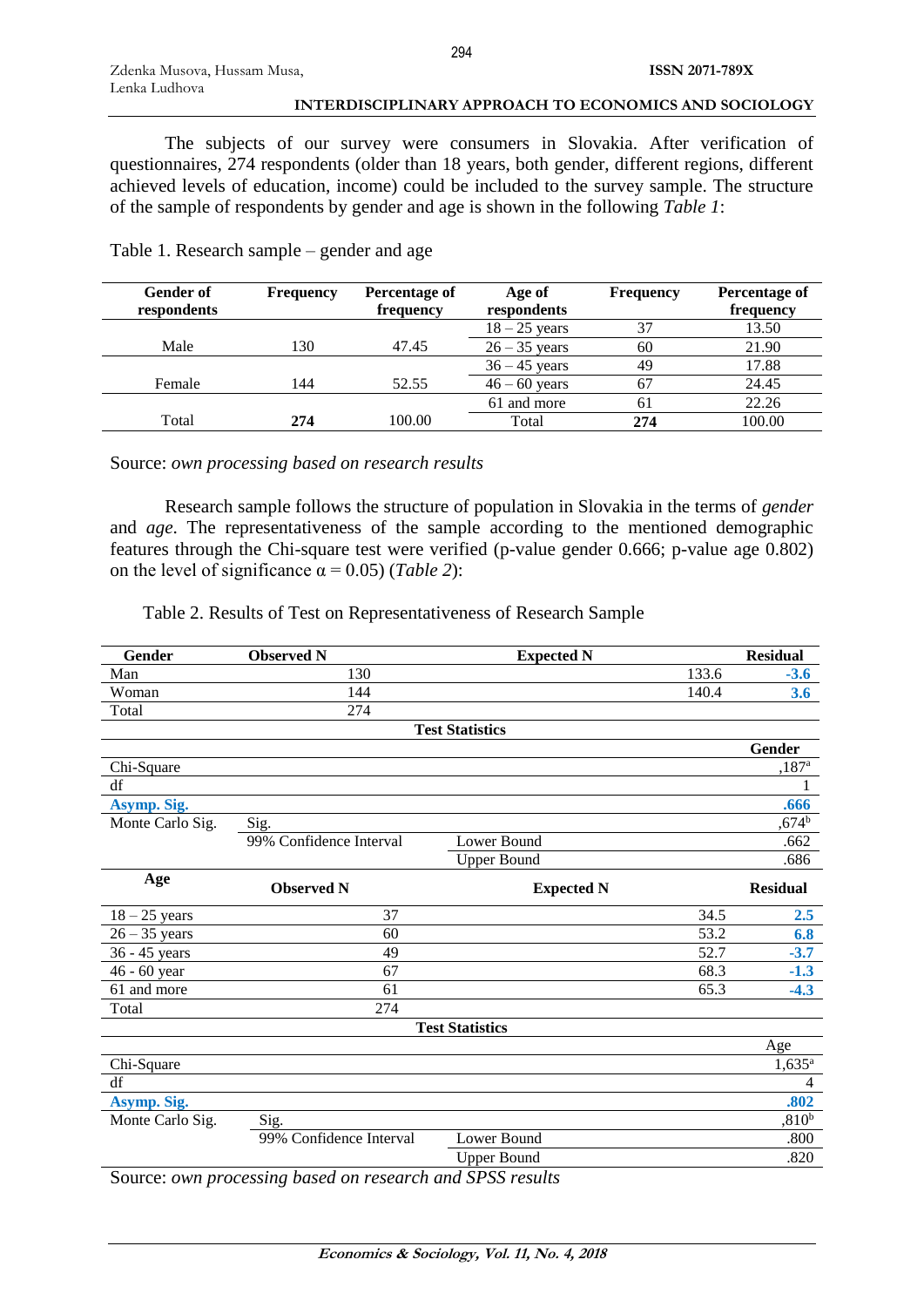The subjects of our survey were consumers in Slovakia. After verification of questionnaires, 274 respondents (older than 18 years, both gender, different regions, different achieved levels of education, income) could be included to the survey sample. The structure of the sample of respondents by gender and age is shown in the following *Table 1*:

Table 1. Research sample – gender and age

| Gender of respondents | Frequency | Percentage of frequency | Age of respondents | Frequency | Percentage of frequency |
|---|---|---|---|---|---|
| | | | 18 – 25 years | 37 | 13.50 |
| Male | 130 | 47.45 | 26 – 35 years | 60 | 21.90 |
| | | | 36 – 45 years | 49 | 17.88 |
| Female | 144 | 52.55 | 46 – 60 years | 67 | 24.45 |
| | | | 61 and more | 61 | 22.26 |
| Total | **274** | 100.00 | Total | **274** | 100.00 |

Source: *own processing based on research results*

Research sample follows the structure of population in Slovakia in the terms of *gender* and *age*. The representativeness of the sample according to the mentioned demographic features through the Chi-square test were verified (p-value gender 0.666; p-value age 0.802) on the level of significance $\alpha = 0.05$) (*Table 2*):

Table 2. Results of Test on Representativeness of Research Sample

| Gender | Observed N | Expected N | | Residual |
|---|---|---|---|---|
| Man | 130 | | 133.6 | **-3.6** |
| Woman | 144 | | 140.4 | **3.6** |
| Total | 274 | | | |
| | | **Test Statistics** | | |
| | | | | **Gender** |
| Chi-Square | | | | ,187[a] |
| df | | | | 1 |
| **Asymp. Sig.** | | | | **.666** |
| Monte Carlo Sig. | Sig. | | | ,674[b] |
| | 99% Confidence Interval | Lower Bound | | .662 |
| | | Upper Bound | | .686 |
| **Age** | **Observed N** | **Expected N** | | **Residual** |
| 18 – 25 years | 37 | | 34.5 | **2.5** |
| 26 – 35 years | 60 | | 53.2 | **6.8** |
| 36 - 45 years | 49 | | 52.7 | **-3.7** |
| 46 - 60 year | 67 | | 68.3 | **-1.3** |
| 61 and more | 61 | | 65.3 | **-4.3** |
| Total | 274 | | | |
| | | **Test Statistics** | | |
| | | | | Age |
| Chi-Square | | | | 1,635[a] |
| df | | | | 4 |
| **Asymp. Sig.** | | | | **.802** |
| Monte Carlo Sig. | Sig. | | | ,810[b] |
| | 99% Confidence Interval | Lower Bound | | .800 |
| | | Upper Bound | | .820 |

Source: *own processing based on research and SPSS results*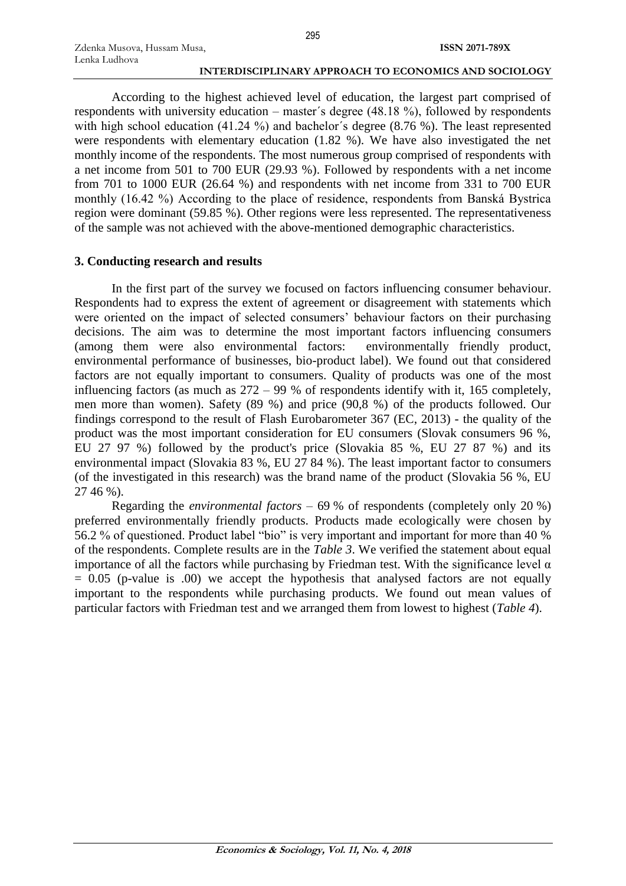According to the highest achieved level of education, the largest part comprised of respondents with university education – master´s degree (48.18 %), followed by respondents with high school education (41.24 %) and bachelor´s degree (8.76 %). The least represented were respondents with elementary education (1.82 %). We have also investigated the net monthly income of the respondents. The most numerous group comprised of respondents with a net income from 501 to 700 EUR (29.93 %). Followed by respondents with a net income from 701 to 1000 EUR (26.64 %) and respondents with net income from 331 to 700 EUR monthly (16.42 %) According to the place of residence, respondents from Banská Bystrica region were dominant (59.85 %). Other regions were less represented. The representativeness of the sample was not achieved with the above-mentioned demographic characteristics.

## 3. Conducting research and results

In the first part of the survey we focused on factors influencing consumer behaviour. Respondents had to express the extent of agreement or disagreement with statements which were oriented on the impact of selected consumers' behaviour factors on their purchasing decisions. The aim was to determine the most important factors influencing consumers (among them were also environmental factors: environmentally friendly product, environmental performance of businesses, bio-product label). We found out that considered factors are not equally important to consumers. Quality of products was one of the most influencing factors (as much as 272 – 99 % of respondents identify with it, 165 completely, men more than women). Safety (89 %) and price (90,8 %) of the products followed. Our findings correspond to the result of Flash Eurobarometer 367 (EC, 2013) - the quality of the product was the most important consideration for EU consumers (Slovak consumers 96 %, EU 27 97 %) followed by the product's price (Slovakia 85 %, EU 27 87 %) and its environmental impact (Slovakia 83 %, EU 27 84 %). The least important factor to consumers (of the investigated in this research) was the brand name of the product (Slovakia 56 %, EU 27 46 %).

Regarding the *environmental factors* – 69 % of respondents (completely only 20 %) preferred environmentally friendly products. Products made ecologically were chosen by 56.2 % of questioned. Product label "bio" is very important and important for more than 40 % of the respondents. Complete results are in the *Table 3*. We verified the statement about equal importance of all the factors while purchasing by Friedman test. With the significance level $\alpha = 0.05$ (p-value is .00) we accept the hypothesis that analysed factors are not equally important to the respondents while purchasing products. We found out mean values of particular factors with Friedman test and we arranged them from lowest to highest (*Table 4*).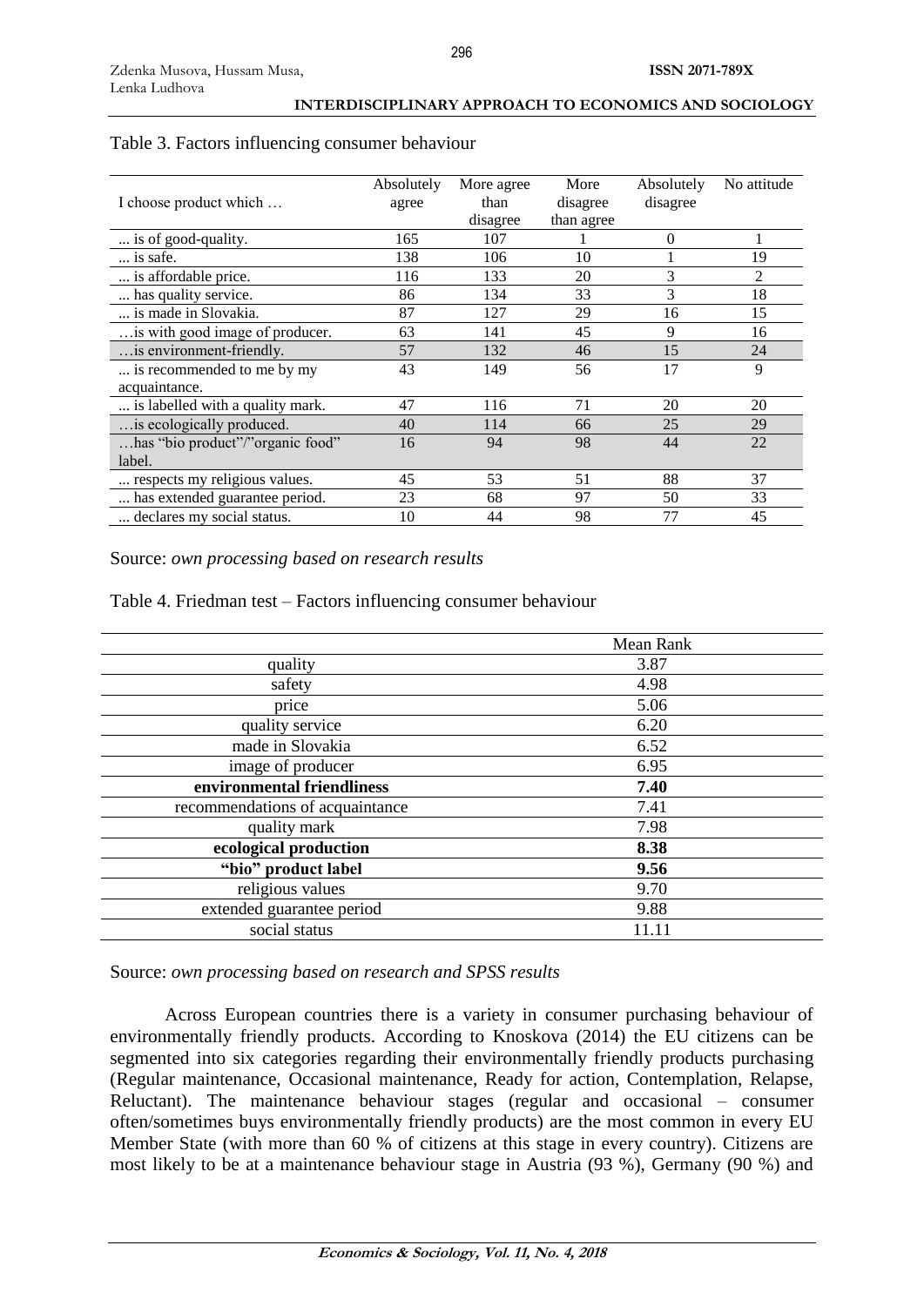Table 3. Factors influencing consumer behaviour

| I choose product which … | Absolutely agree | More agree than disagree | More disagree than agree | Absolutely disagree | No attitude |
|---|---|---|---|---|---|
| ... is of good-quality. | 165 | 107 | 1 | 0 | 1 |
| ... is safe. | 138 | 106 | 10 | 1 | 19 |
| ... is affordable price. | 116 | 133 | 20 | 3 | 2 |
| ... has quality service. | 86 | 134 | 33 | 3 | 18 |
| ... is made in Slovakia. | 87 | 127 | 29 | 16 | 15 |
| …is with good image of producer. | 63 | 141 | 45 | 9 | 16 |
| …is environment-friendly. | 57 | 132 | 46 | 15 | 24 |
| ... is recommended to me by my acquaintance. | 43 | 149 | 56 | 17 | 9 |
| ... is labelled with a quality mark. | 47 | 116 | 71 | 20 | 20 |
| …is ecologically produced. | 40 | 114 | 66 | 25 | 29 |
| …has "bio product"/"organic food" label. | 16 | 94 | 98 | 44 | 22 |
| ... respects my religious values. | 45 | 53 | 51 | 88 | 37 |
| ... has extended guarantee period. | 23 | 68 | 97 | 50 | 33 |
| ... declares my social status. | 10 | 44 | 98 | 77 | 45 |

Source: *own processing based on research results*

Table 4. Friedman test – Factors influencing consumer behaviour

| | Mean Rank |
|---|---|
| quality | 3.87 |
| safety | 4.98 |
| price | 5.06 |
| quality service | 6.20 |
| made in Slovakia | 6.52 |
| image of producer | 6.95 |
| **environmental friendliness** | **7.40** |
| recommendations of acquaintance | 7.41 |
| quality mark | 7.98 |
| **ecological production** | **8.38** |
| **"bio" product label** | **9.56** |
| religious values | 9.70 |
| extended guarantee period | 9.88 |
| social status | 11.11 |

Source: *own processing based on research and SPSS results*

Across European countries there is a variety in consumer purchasing behaviour of environmentally friendly products. According to Knoskova (2014) the EU citizens can be segmented into six categories regarding their environmentally friendly products purchasing (Regular maintenance, Occasional maintenance, Ready for action, Contemplation, Relapse, Reluctant). The maintenance behaviour stages (regular and occasional – consumer often/sometimes buys environmentally friendly products) are the most common in every EU Member State (with more than 60 % of citizens at this stage in every country). Citizens are most likely to be at a maintenance behaviour stage in Austria (93 %), Germany (90 %) and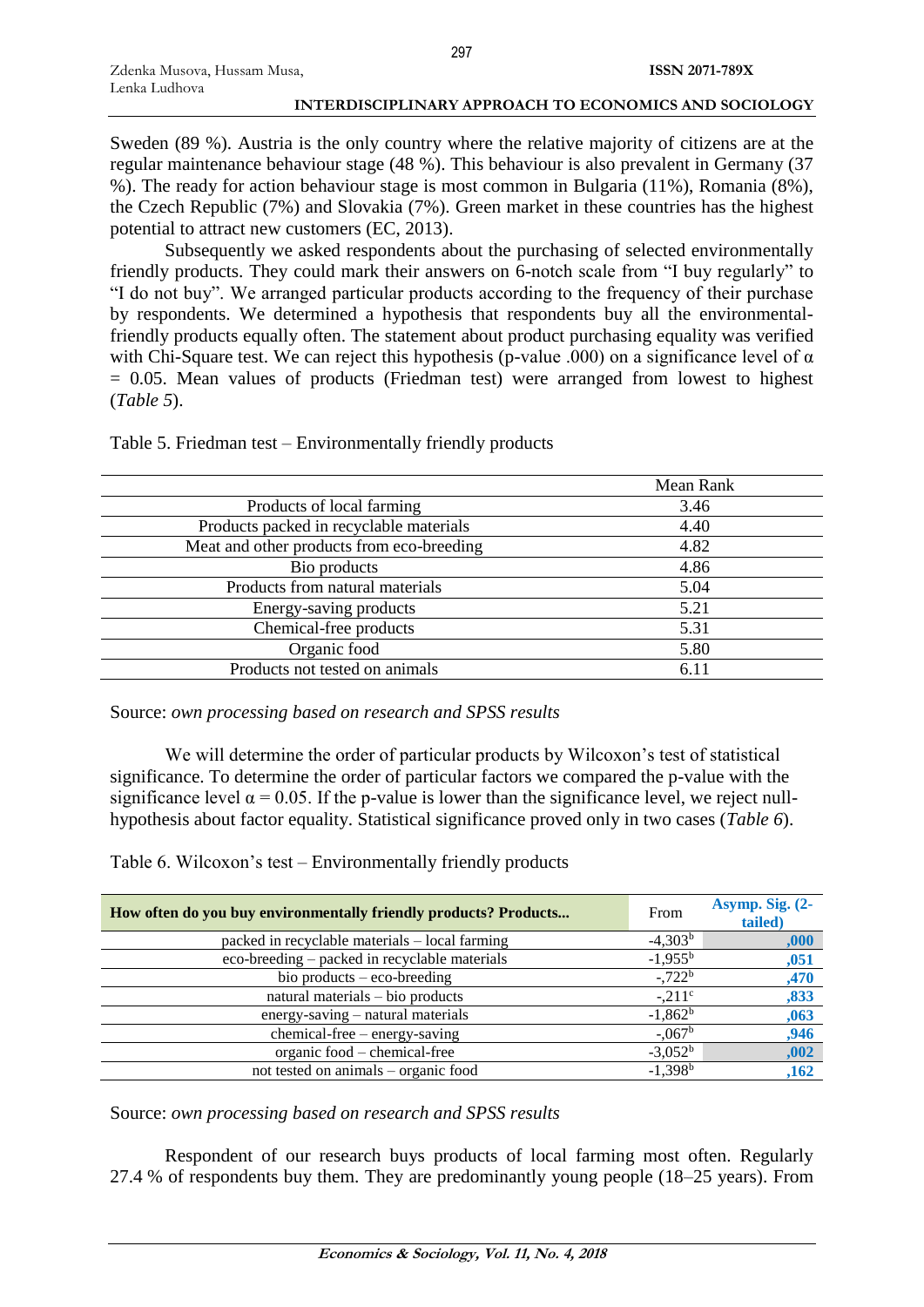Sweden (89 %). Austria is the only country where the relative majority of citizens are at the regular maintenance behaviour stage (48 %). This behaviour is also prevalent in Germany (37 %). The ready for action behaviour stage is most common in Bulgaria (11%), Romania (8%), the Czech Republic (7%) and Slovakia (7%). Green market in these countries has the highest potential to attract new customers (EC, 2013).

Subsequently we asked respondents about the purchasing of selected environmentally friendly products. They could mark their answers on 6-notch scale from "I buy regularly" to "I do not buy". We arranged particular products according to the frequency of their purchase by respondents. We determined a hypothesis that respondents buy all the environmental-friendly products equally often. The statement about product purchasing equality was verified with Chi-Square test. We can reject this hypothesis (p-value .000) on a significance level of $\alpha = 0.05$. Mean values of products (Friedman test) were arranged from lowest to highest (*Table 5*).

Table 5. Friedman test – Environmentally friendly products

| | Mean Rank |
|---|---|
| Products of local farming | 3.46 |
| Products packed in recyclable materials | 4.40 |
| Meat and other products from eco-breeding | 4.82 |
| Bio products | 4.86 |
| Products from natural materials | 5.04 |
| Energy-saving products | 5.21 |
| Chemical-free products | 5.31 |
| Organic food | 5.80 |
| Products not tested on animals | 6.11 |

Source: *own processing based on research and SPSS results*

We will determine the order of particular products by Wilcoxon's test of statistical significance. To determine the order of particular factors we compared the p-value with the significance level $\alpha = 0.05$. If the p-value is lower than the significance level, we reject null-hypothesis about factor equality. Statistical significance proved only in two cases (*Table 6*).

Table 6. Wilcoxon's test – Environmentally friendly products

| **How often do you buy environmentally friendly products? Products...** | From | **Asymp. Sig. (2-tailed)** |
|---|---|---|
| packed in recyclable materials – local farming | -4,303[b] | **,000** |
| eco-breeding – packed in recyclable materials | -1,955[b] | **,051** |
| bio products – eco-breeding | -,722[b] | **,470** |
| natural materials – bio products | -,211[c] | **,833** |
| energy-saving – natural materials | -1,862[b] | **,063** |
| chemical-free – energy-saving | -,067[b] | **,946** |
| organic food – chemical-free | -3,052[b] | **,002** |
| not tested on animals – organic food | -1,398[b] | **,162** |

Source: *own processing based on research and SPSS results*

Respondent of our research buys products of local farming most often. Regularly 27.4 % of respondents buy them. They are predominantly young people (18–25 years). From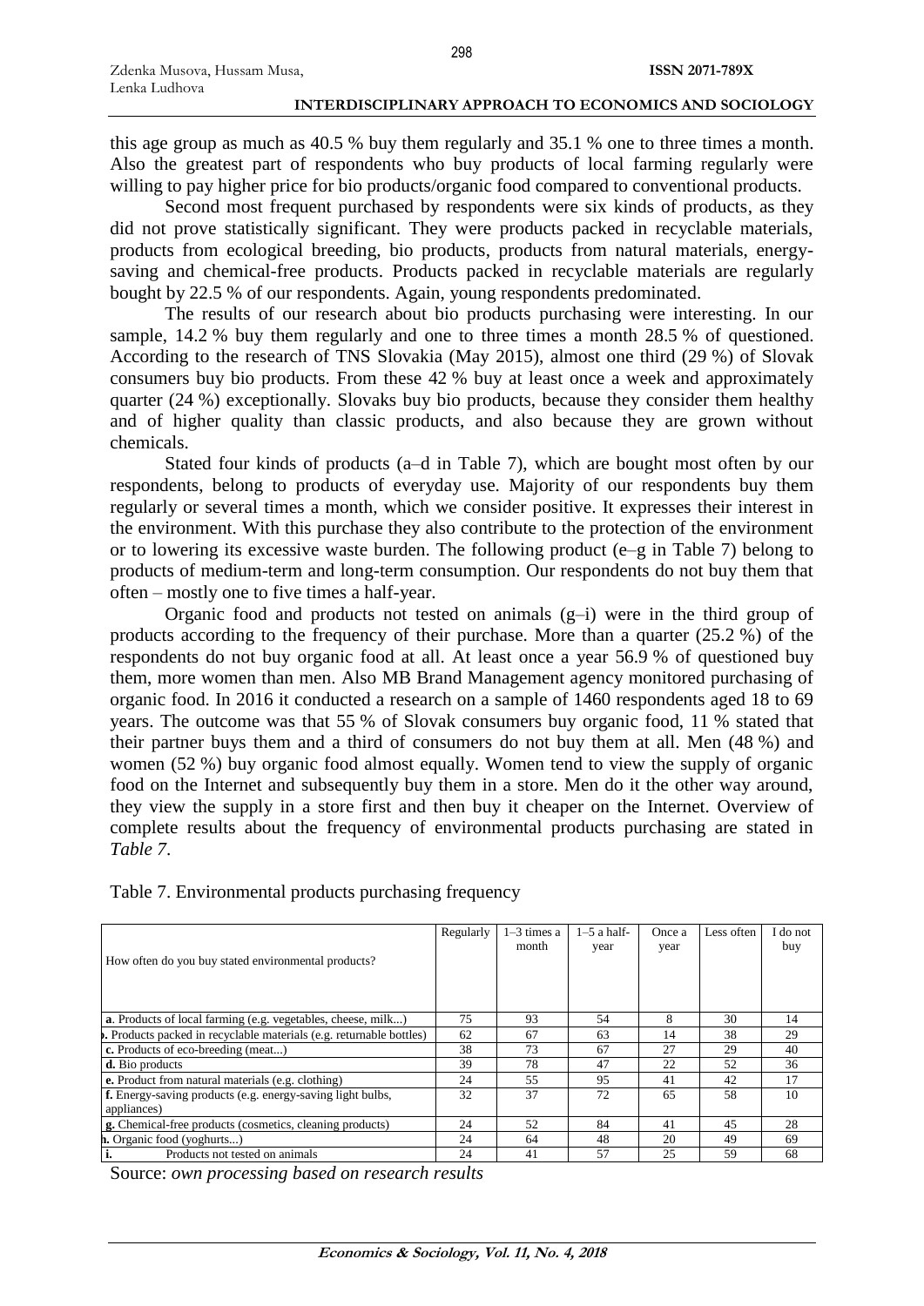this age group as much as 40.5 % buy them regularly and 35.1 % one to three times a month. Also the greatest part of respondents who buy products of local farming regularly were willing to pay higher price for bio products/organic food compared to conventional products.

Second most frequent purchased by respondents were six kinds of products, as they did not prove statistically significant. They were products packed in recyclable materials, products from ecological breeding, bio products, products from natural materials, energy-saving and chemical-free products. Products packed in recyclable materials are regularly bought by 22.5 % of our respondents. Again, young respondents predominated.

The results of our research about bio products purchasing were interesting. In our sample, 14.2 % buy them regularly and one to three times a month 28.5 % of questioned. According to the research of TNS Slovakia (May 2015), almost one third (29 %) of Slovak consumers buy bio products. From these 42 % buy at least once a week and approximately quarter (24 %) exceptionally. Slovaks buy bio products, because they consider them healthy and of higher quality than classic products, and also because they are grown without chemicals.

Stated four kinds of products (a–d in Table 7), which are bought most often by our respondents, belong to products of everyday use. Majority of our respondents buy them regularly or several times a month, which we consider positive. It expresses their interest in the environment. With this purchase they also contribute to the protection of the environment or to lowering its excessive waste burden. The following product (e–g in Table 7) belong to products of medium-term and long-term consumption. Our respondents do not buy them that often – mostly one to five times a half-year.

Organic food and products not tested on animals (g–i) were in the third group of products according to the frequency of their purchase. More than a quarter (25.2 %) of the respondents do not buy organic food at all. At least once a year 56.9 % of questioned buy them, more women than men. Also MB Brand Management agency monitored purchasing of organic food. In 2016 it conducted a research on a sample of 1460 respondents aged 18 to 69 years. The outcome was that 55 % of Slovak consumers buy organic food, 11 % stated that their partner buys them and a third of consumers do not buy them at all. Men (48 %) and women (52 %) buy organic food almost equally. Women tend to view the supply of organic food on the Internet and subsequently buy them in a store. Men do it the other way around, they view the supply in a store first and then buy it cheaper on the Internet. Overview of complete results about the frequency of environmental products purchasing are stated in *Table 7*.

Table 7. Environmental products purchasing frequency

| How often do you buy stated environmental products? | Regularly | 1–3 times a month | 1–5 a half-year | Once a year | Less often | I do not buy |
|---|---|---|---|---|---|---|
| **a**. Products of local farming (e.g. vegetables, cheese, milk...) | 75 | 93 | 54 | 8 | 30 | 14 |
| **b**. Products packed in recyclable materials (e.g. returnable bottles) | 62 | 67 | 63 | 14 | 38 | 29 |
| **c.** Products of eco-breeding (meat...) | 38 | 73 | 67 | 27 | 29 | 40 |
| **d.** Bio products | 39 | 78 | 47 | 22 | 52 | 36 |
| **e.** Product from natural materials (e.g. clothing) | 24 | 55 | 95 | 41 | 42 | 17 |
| **f.** Energy-saving products (e.g. energy-saving light bulbs, appliances) | 32 | 37 | 72 | 65 | 58 | 10 |
| **g.** Chemical-free products (cosmetics, cleaning products) | 24 | 52 | 84 | 41 | 45 | 28 |
| **h.** Organic food (yoghurts...) | 24 | 64 | 48 | 20 | 49 | 69 |
| **i.** Products not tested on animals | 24 | 41 | 57 | 25 | 59 | 68 |

Source: *own processing based on research results*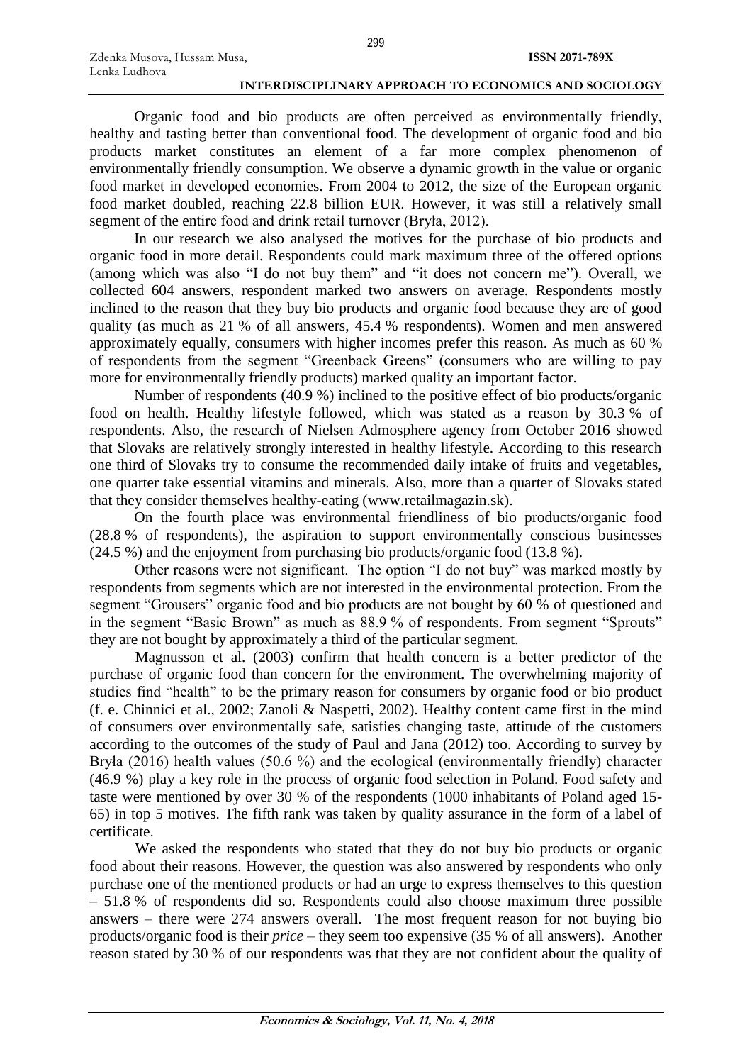Organic food and bio products are often perceived as environmentally friendly, healthy and tasting better than conventional food. The development of organic food and bio products market constitutes an element of a far more complex phenomenon of environmentally friendly consumption. We observe a dynamic growth in the value or organic food market in developed economies. From 2004 to 2012, the size of the European organic food market doubled, reaching 22.8 billion EUR. However, it was still a relatively small segment of the entire food and drink retail turnover (Bryła, 2012).

In our research we also analysed the motives for the purchase of bio products and organic food in more detail. Respondents could mark maximum three of the offered options (among which was also "I do not buy them" and "it does not concern me"). Overall, we collected 604 answers, respondent marked two answers on average. Respondents mostly inclined to the reason that they buy bio products and organic food because they are of good quality (as much as 21 % of all answers, 45.4 % respondents). Women and men answered approximately equally, consumers with higher incomes prefer this reason. As much as 60 % of respondents from the segment "Greenback Greens" (consumers who are willing to pay more for environmentally friendly products) marked quality an important factor.

Number of respondents (40.9 %) inclined to the positive effect of bio products/organic food on health. Healthy lifestyle followed, which was stated as a reason by 30.3 % of respondents. Also, the research of Nielsen Admosphere agency from October 2016 showed that Slovaks are relatively strongly interested in healthy lifestyle. According to this research one third of Slovaks try to consume the recommended daily intake of fruits and vegetables, one quarter take essential vitamins and minerals. Also, more than a quarter of Slovaks stated that they consider themselves healthy-eating (www.retailmagazin.sk).

On the fourth place was environmental friendliness of bio products/organic food (28.8 % of respondents), the aspiration to support environmentally conscious businesses (24.5 %) and the enjoyment from purchasing bio products/organic food (13.8 %).

Other reasons were not significant. The option "I do not buy" was marked mostly by respondents from segments which are not interested in the environmental protection. From the segment "Grousers" organic food and bio products are not bought by 60 % of questioned and in the segment "Basic Brown" as much as 88.9 % of respondents. From segment "Sprouts" they are not bought by approximately a third of the particular segment.

Magnusson et al. (2003) confirm that health concern is a better predictor of the purchase of organic food than concern for the environment. The overwhelming majority of studies find "health" to be the primary reason for consumers by organic food or bio product (f. e. Chinnici et al., 2002; Zanoli & Naspetti, 2002). Healthy content came first in the mind of consumers over environmentally safe, satisfies changing taste, attitude of the customers according to the outcomes of the study of Paul and Jana (2012) too. According to survey by Bryła (2016) health values (50.6 %) and the ecological (environmentally friendly) character (46.9 %) play a key role in the process of organic food selection in Poland. Food safety and taste were mentioned by over 30 % of the respondents (1000 inhabitants of Poland aged 15-65) in top 5 motives. The fifth rank was taken by quality assurance in the form of a label of certificate.

We asked the respondents who stated that they do not buy bio products or organic food about their reasons. However, the question was also answered by respondents who only purchase one of the mentioned products or had an urge to express themselves to this question – 51.8 % of respondents did so. Respondents could also choose maximum three possible answers – there were 274 answers overall. The most frequent reason for not buying bio products/organic food is their *price* – they seem too expensive (35 % of all answers). Another reason stated by 30 % of our respondents was that they are not confident about the quality of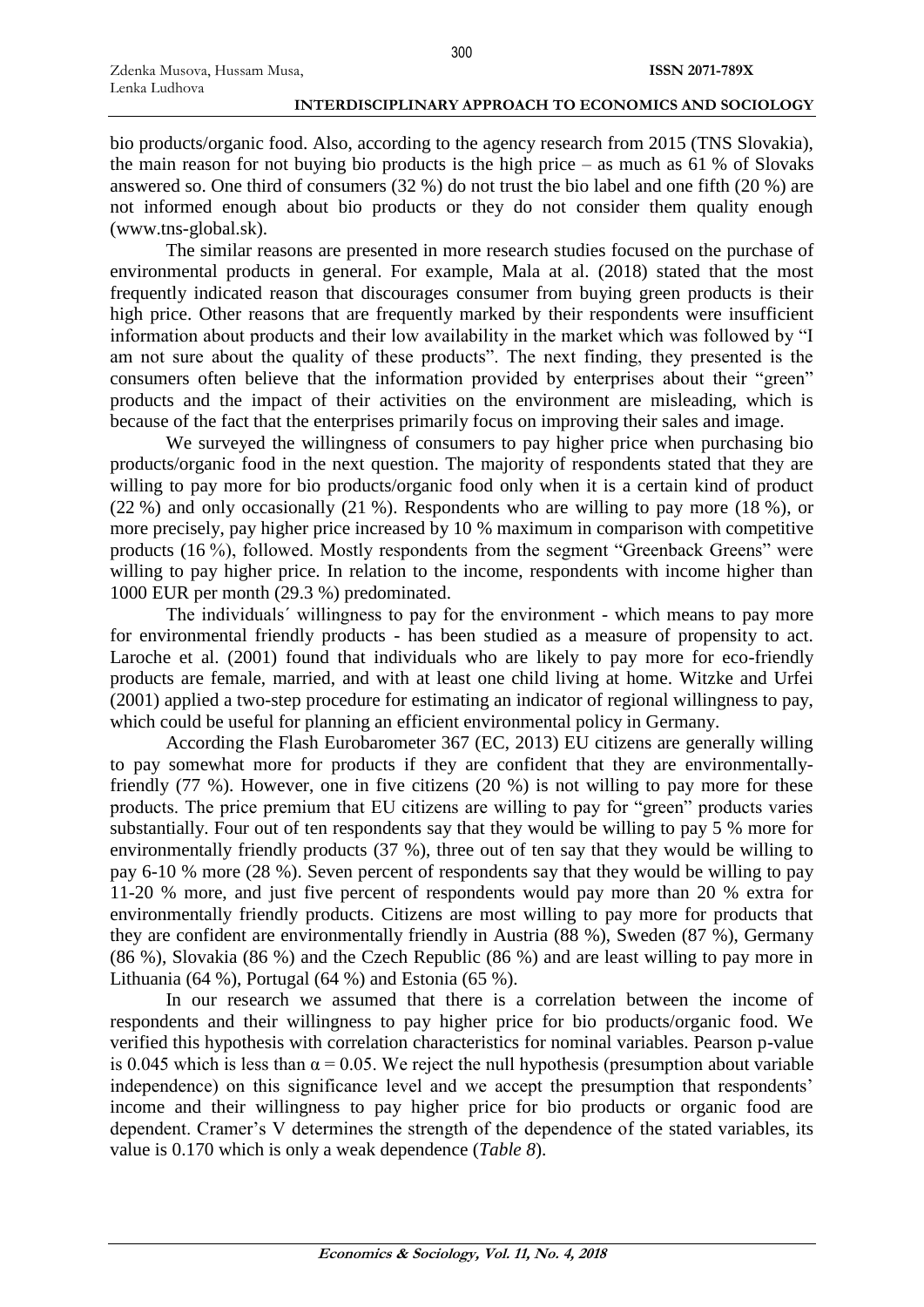bio products/organic food. Also, according to the agency research from 2015 (TNS Slovakia), the main reason for not buying bio products is the high price – as much as 61 % of Slovaks answered so. One third of consumers (32 %) do not trust the bio label and one fifth (20 %) are not informed enough about bio products or they do not consider them quality enough (www.tns-global.sk).

The similar reasons are presented in more research studies focused on the purchase of environmental products in general. For example, Mala at al. (2018) stated that the most frequently indicated reason that discourages consumer from buying green products is their high price. Other reasons that are frequently marked by their respondents were insufficient information about products and their low availability in the market which was followed by "I am not sure about the quality of these products". The next finding, they presented is the consumers often believe that the information provided by enterprises about their "green" products and the impact of their activities on the environment are misleading, which is because of the fact that the enterprises primarily focus on improving their sales and image.

We surveyed the willingness of consumers to pay higher price when purchasing bio products/organic food in the next question. The majority of respondents stated that they are willing to pay more for bio products/organic food only when it is a certain kind of product (22 %) and only occasionally (21 %). Respondents who are willing to pay more (18 %), or more precisely, pay higher price increased by 10 % maximum in comparison with competitive products (16 %), followed. Mostly respondents from the segment "Greenback Greens" were willing to pay higher price. In relation to the income, respondents with income higher than 1000 EUR per month (29.3 %) predominated.

The individuals´ willingness to pay for the environment - which means to pay more for environmental friendly products - has been studied as a measure of propensity to act. Laroche et al. (2001) found that individuals who are likely to pay more for eco-friendly products are female, married, and with at least one child living at home. Witzke and Urfei (2001) applied a two-step procedure for estimating an indicator of regional willingness to pay, which could be useful for planning an efficient environmental policy in Germany.

According the Flash Eurobarometer 367 (EC, 2013) EU citizens are generally willing to pay somewhat more for products if they are confident that they are environmentally-friendly (77 %). However, one in five citizens (20 %) is not willing to pay more for these products. The price premium that EU citizens are willing to pay for "green" products varies substantially. Four out of ten respondents say that they would be willing to pay 5 % more for environmentally friendly products (37 %), three out of ten say that they would be willing to pay 6-10 % more (28 %). Seven percent of respondents say that they would be willing to pay 11-20 % more, and just five percent of respondents would pay more than 20 % extra for environmentally friendly products. Citizens are most willing to pay more for products that they are confident are environmentally friendly in Austria (88 %), Sweden (87 %), Germany (86 %), Slovakia (86 %) and the Czech Republic (86 %) and are least willing to pay more in Lithuania (64 %), Portugal (64 %) and Estonia (65 %).

In our research we assumed that there is a correlation between the income of respondents and their willingness to pay higher price for bio products/organic food. We verified this hypothesis with correlation characteristics for nominal variables. Pearson p-value is 0.045 which is less than $\alpha = 0.05$. We reject the null hypothesis (presumption about variable independence) on this significance level and we accept the presumption that respondents' income and their willingness to pay higher price for bio products or organic food are dependent. Cramer's V determines the strength of the dependence of the stated variables, its value is 0.170 which is only a weak dependence (*Table 8*).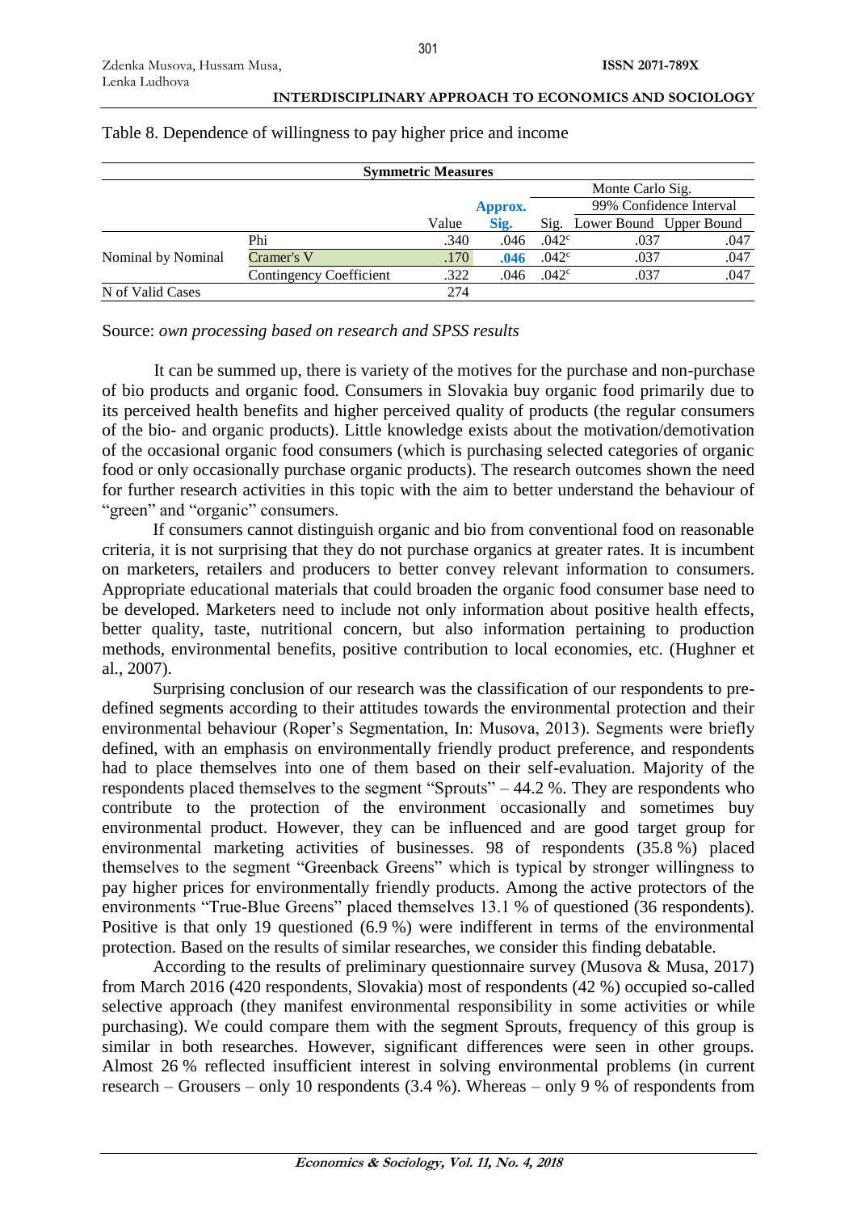Table 8. Dependence of willingness to pay higher price and income

| Symmetric Measures | | | | | | |
|---|---|---|---|---|---|---|
| | | | | Monte Carlo Sig. | | |
| | | | Approx. | | 99% Confidence Interval | |
| | | Value | Sig. | Sig. | Lower Bound | Upper Bound |
| Nominal by Nominal | Phi | .340 | .046 | .042[c] | .037 | .047 |
| | Cramer's V | .170 | **.046** | .042[c] | .037 | .047 |
| | Contingency Coefficient | .322 | .046 | .042[c] | .037 | .047 |
| N of Valid Cases | | 274 | | | | |

Source: *own processing based on research and SPSS results*

It can be summed up, there is variety of the motives for the purchase and non-purchase of bio products and organic food. Consumers in Slovakia buy organic food primarily due to its perceived health benefits and higher perceived quality of products (the regular consumers of the bio- and organic products). Little knowledge exists about the motivation/demotivation of the occasional organic food consumers (which is purchasing selected categories of organic food or only occasionally purchase organic products). The research outcomes shown the need for further research activities in this topic with the aim to better understand the behaviour of "green" and "organic" consumers.

If consumers cannot distinguish organic and bio from conventional food on reasonable criteria, it is not surprising that they do not purchase organics at greater rates. It is incumbent on marketers, retailers and producers to better convey relevant information to consumers. Appropriate educational materials that could broaden the organic food consumer base need to be developed. Marketers need to include not only information about positive health effects, better quality, taste, nutritional concern, but also information pertaining to production methods, environmental benefits, positive contribution to local economies, etc. (Hughner et al., 2007).

Surprising conclusion of our research was the classification of our respondents to pre-defined segments according to their attitudes towards the environmental protection and their environmental behaviour (Roper's Segmentation, In: Musova, 2013). Segments were briefly defined, with an emphasis on environmentally friendly product preference, and respondents had to place themselves into one of them based on their self-evaluation. Majority of the respondents placed themselves to the segment "Sprouts" – 44.2 %. They are respondents who contribute to the protection of the environment occasionally and sometimes buy environmental product. However, they can be influenced and are good target group for environmental marketing activities of businesses. 98 of respondents (35.8 %) placed themselves to the segment "Greenback Greens" which is typical by stronger willingness to pay higher prices for environmentally friendly products. Among the active protectors of the environments "True-Blue Greens" placed themselves 13.1 % of questioned (36 respondents). Positive is that only 19 questioned (6.9 %) were indifferent in terms of the environmental protection. Based on the results of similar researches, we consider this finding debatable.

According to the results of preliminary questionnaire survey (Musova & Musa, 2017) from March 2016 (420 respondents, Slovakia) most of respondents (42 %) occupied so-called selective approach (they manifest environmental responsibility in some activities or while purchasing). We could compare them with the segment Sprouts, frequency of this group is similar in both researches. However, significant differences were seen in other groups. Almost 26 % reflected insufficient interest in solving environmental problems (in current research – Grousers – only 10 respondents (3.4 %). Whereas – only 9 % of respondents from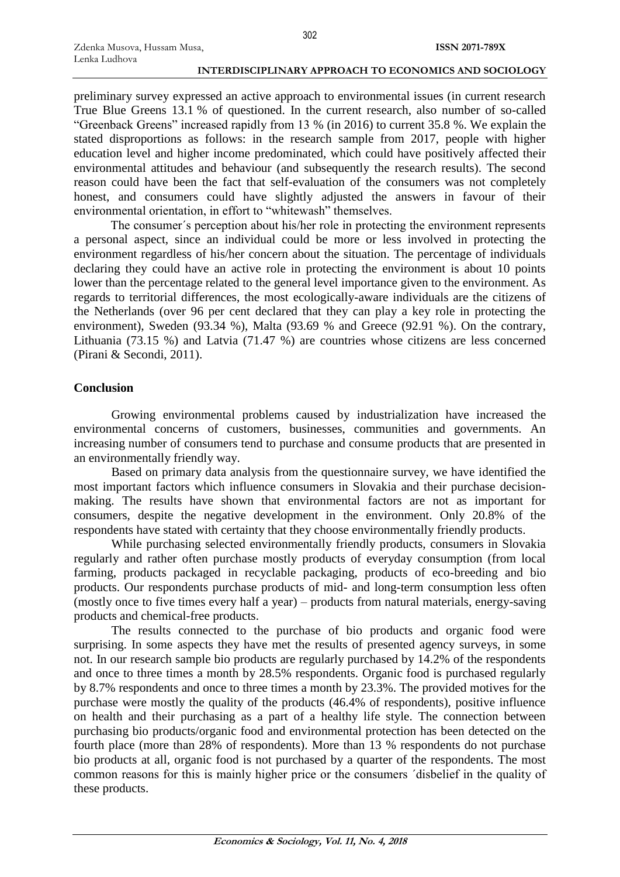preliminary survey expressed an active approach to environmental issues (in current research True Blue Greens 13.1 % of questioned. In the current research, also number of so-called "Greenback Greens" increased rapidly from 13 % (in 2016) to current 35.8 %. We explain the stated disproportions as follows: in the research sample from 2017, people with higher education level and higher income predominated, which could have positively affected their environmental attitudes and behaviour (and subsequently the research results). The second reason could have been the fact that self-evaluation of the consumers was not completely honest, and consumers could have slightly adjusted the answers in favour of their environmental orientation, in effort to "whitewash" themselves.

The consumer´s perception about his/her role in protecting the environment represents a personal aspect, since an individual could be more or less involved in protecting the environment regardless of his/her concern about the situation. The percentage of individuals declaring they could have an active role in protecting the environment is about 10 points lower than the percentage related to the general level importance given to the environment. As regards to territorial differences, the most ecologically-aware individuals are the citizens of the Netherlands (over 96 per cent declared that they can play a key role in protecting the environment), Sweden (93.34 %), Malta (93.69 % and Greece (92.91 %). On the contrary, Lithuania (73.15 %) and Latvia (71.47 %) are countries whose citizens are less concerned (Pirani & Secondi, 2011).

## Conclusion

Growing environmental problems caused by industrialization have increased the environmental concerns of customers, businesses, communities and governments. An increasing number of consumers tend to purchase and consume products that are presented in an environmentally friendly way.

Based on primary data analysis from the questionnaire survey, we have identified the most important factors which influence consumers in Slovakia and their purchase decision-making. The results have shown that environmental factors are not as important for consumers, despite the negative development in the environment. Only 20.8% of the respondents have stated with certainty that they choose environmentally friendly products.

While purchasing selected environmentally friendly products, consumers in Slovakia regularly and rather often purchase mostly products of everyday consumption (from local farming, products packaged in recyclable packaging, products of eco-breeding and bio products. Our respondents purchase products of mid- and long-term consumption less often (mostly once to five times every half a year) – products from natural materials, energy-saving products and chemical-free products.

The results connected to the purchase of bio products and organic food were surprising. In some aspects they have met the results of presented agency surveys, in some not. In our research sample bio products are regularly purchased by 14.2% of the respondents and once to three times a month by 28.5% respondents. Organic food is purchased regularly by 8.7% respondents and once to three times a month by 23.3%. The provided motives for the purchase were mostly the quality of the products (46.4% of respondents), positive influence on health and their purchasing as a part of a healthy life style. The connection between purchasing bio products/organic food and environmental protection has been detected on the fourth place (more than 28% of respondents). More than 13 % respondents do not purchase bio products at all, organic food is not purchased by a quarter of the respondents. The most common reasons for this is mainly higher price or the consumers ´disbelief in the quality of these products.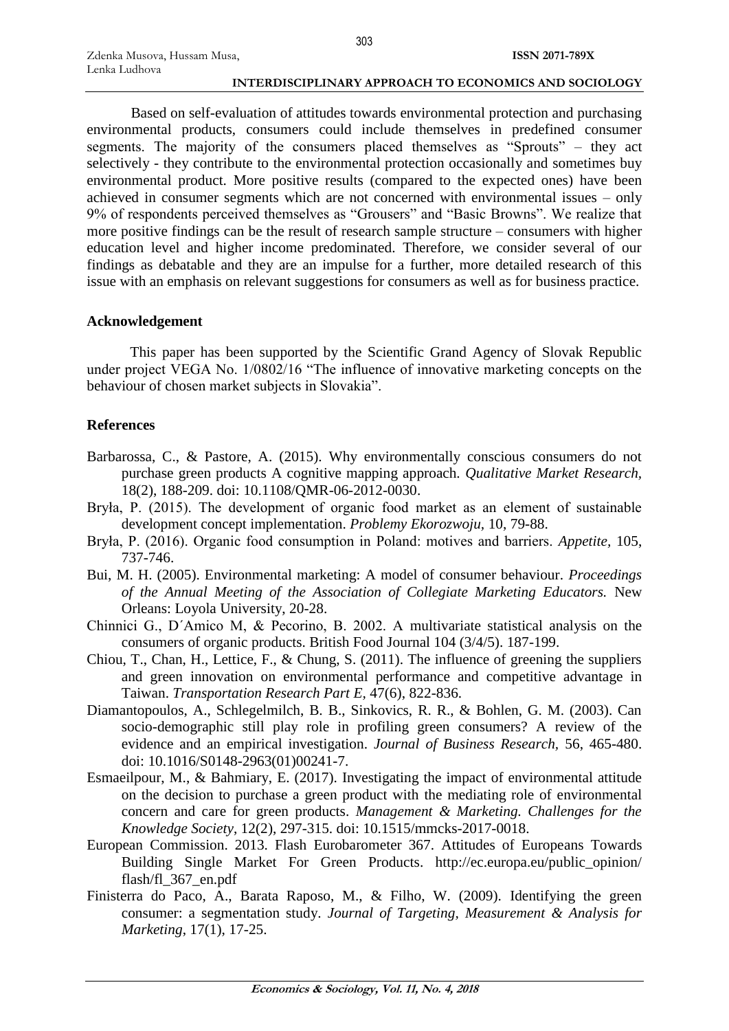Based on self-evaluation of attitudes towards environmental protection and purchasing environmental products, consumers could include themselves in predefined consumer segments. The majority of the consumers placed themselves as "Sprouts" – they act selectively - they contribute to the environmental protection occasionally and sometimes buy environmental product. More positive results (compared to the expected ones) have been achieved in consumer segments which are not concerned with environmental issues – only 9% of respondents perceived themselves as "Grousers" and "Basic Browns". We realize that more positive findings can be the result of research sample structure – consumers with higher education level and higher income predominated. Therefore, we consider several of our findings as debatable and they are an impulse for a further, more detailed research of this issue with an emphasis on relevant suggestions for consumers as well as for business practice.

## Acknowledgement

This paper has been supported by the Scientific Grand Agency of Slovak Republic under project VEGA No. 1/0802/16 "The influence of innovative marketing concepts on the behaviour of chosen market subjects in Slovakia".

## References

Barbarossa, C., & Pastore, A. (2015). Why environmentally conscious consumers do not purchase green products A cognitive mapping approach. *Qualitative Market Research*, 18(2), 188-209. doi: 10.1108/QMR-06-2012-0030.

Bryła, P. (2015). The development of organic food market as an element of sustainable development concept implementation. *Problemy Ekorozwoju*, 10, 79-88.

Bryła, P. (2016). Organic food consumption in Poland: motives and barriers. *Appetite*, 105, 737-746.

Bui, M. H. (2005). Environmental marketing: A model of consumer behaviour. *Proceedings of the Annual Meeting of the Association of Collegiate Marketing Educators.* New Orleans: Loyola University, 20-28.

Chinnici G., D´Amico M, & Pecorino, B. 2002. A multivariate statistical analysis on the consumers of organic products. British Food Journal 104 (3/4/5). 187-199.

Chiou, T., Chan, H., Lettice, F., & Chung, S. (2011). The influence of greening the suppliers and green innovation on environmental performance and competitive advantage in Taiwan. *Transportation Research Part E*, 47(6), 822-836.

Diamantopoulos, A., Schlegelmilch, B. B., Sinkovics, R. R., & Bohlen, G. M. (2003). Can socio-demographic still play role in profiling green consumers? A review of the evidence and an empirical investigation. *Journal of Business Research*, 56, 465-480. doi: 10.1016/S0148-2963(01)00241-7.

Esmaeilpour, M., & Bahmiary, E. (2017). Investigating the impact of environmental attitude on the decision to purchase a green product with the mediating role of environmental concern and care for green products. *Management & Marketing. Challenges for the Knowledge Society*, 12(2), 297-315. doi: 10.1515/mmcks-2017-0018.

European Commission. 2013. Flash Eurobarometer 367. Attitudes of Europeans Towards Building Single Market For Green Products. http://ec.europa.eu/public_opinion/flash/fl_367_en.pdf

Finisterra do Paco, A., Barata Raposo, M., & Filho, W. (2009). Identifying the green consumer: a segmentation study. *Journal of Targeting, Measurement & Analysis for Marketing*, 17(1), 17-25.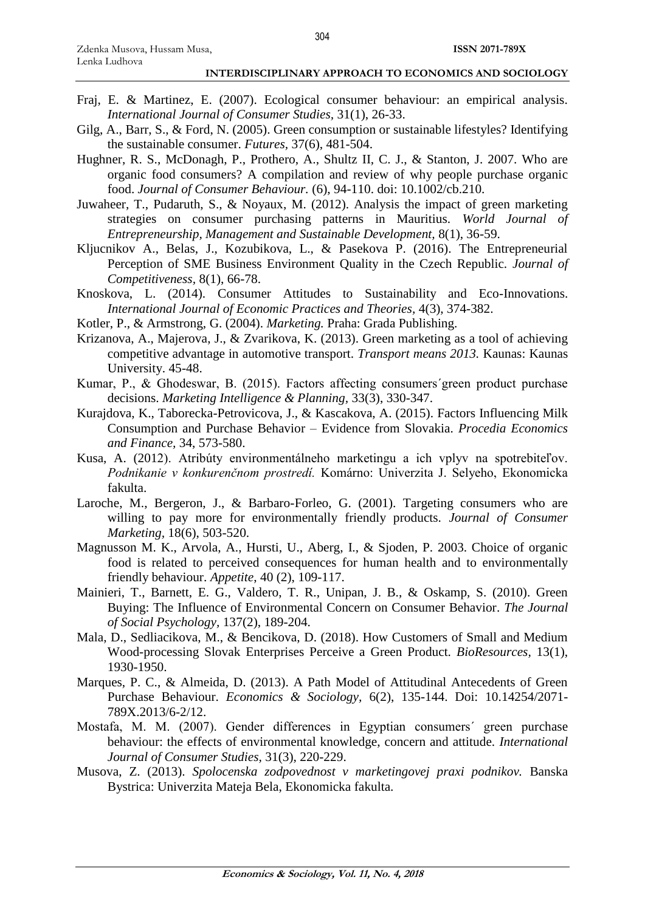Fraj, E. & Martinez, E. (2007). Ecological consumer behaviour: an empirical analysis. *International Journal of Consumer Studies,* 31(1), 26-33.

Gilg, A., Barr, S., & Ford, N. (2005). Green consumption or sustainable lifestyles? Identifying the sustainable consumer. *Futures,* 37(6), 481-504.

Hughner, R. S., McDonagh, P., Prothero, A., Shultz II, C. J., & Stanton, J. 2007. Who are organic food consumers? A compilation and review of why people purchase organic food. *Journal of Consumer Behaviour.* (6), 94-110. doi: 10.1002/cb.210.

Juwaheer, T., Pudaruth, S., & Noyaux, M. (2012). Analysis the impact of green marketing strategies on consumer purchasing patterns in Mauritius. *World Journal of Entrepreneurship, Management and Sustainable Development,* 8(1), 36-59.

Kljucnikov A., Belas, J., Kozubikova, L., & Pasekova P. (2016). The Entrepreneurial Perception of SME Business Environment Quality in the Czech Republic. *Journal of Competitiveness*, 8(1), 66-78.

Knoskova, L. (2014). Consumer Attitudes to Sustainability and Eco-Innovations. *International Journal of Economic Practices and Theories,* 4(3), 374-382.

Kotler, P., & Armstrong, G. (2004). *Marketing.* Praha: Grada Publishing.

Krizanova, A., Majerova, J., & Zvarikova, K. (2013). Green marketing as a tool of achieving competitive advantage in automotive transport. *Transport means 2013.* Kaunas: Kaunas University. 45-48.

Kumar, P., & Ghodeswar, B. (2015). Factors affecting consumers´green product purchase decisions. *Marketing Intelligence & Planning*, 33(3), 330-347.

Kurajdova, K., Taborecka-Petrovicova, J., & Kascakova, A. (2015). Factors Influencing Milk Consumption and Purchase Behavior – Evidence from Slovakia. *Procedia Economics and Finance,* 34, 573-580.

Kusa, A. (2012). Atribúty environmentálneho marketingu a ich vplyv na spotrebiteľov. *Podnikanie v konkurenčnom prostredí.* Komárno: Univerzita J. Selyeho, Ekonomicka fakulta.

Laroche, M., Bergeron, J., & Barbaro-Forleo, G. (2001). Targeting consumers who are willing to pay more for environmentally friendly products. *Journal of Consumer Marketing*, 18(6), 503-520.

Magnusson M. K., Arvola, A., Hursti, U., Aberg, I., & Sjoden, P. 2003. Choice of organic food is related to perceived consequences for human health and to environmentally friendly behaviour. *Appetite*, 40 (2), 109-117.

Mainieri, T., Barnett, E. G., Valdero, T. R., Unipan, J. B., & Oskamp, S. (2010). Green Buying: The Influence of Environmental Concern on Consumer Behavior. *The Journal of Social Psychology,* 137(2), 189-204.

Mala, D., Sedliacikova, M., & Bencikova, D. (2018). How Customers of Small and Medium Wood-processing Slovak Enterprises Perceive a Green Product. *BioResources*, 13(1), 1930-1950.

Marques, P. C., & Almeida, D. (2013). A Path Model of Attitudinal Antecedents of Green Purchase Behaviour. *Economics & Sociology,* 6(2), 135-144. Doi: 10.14254/2071-789X.2013/6-2/12.

Mostafa, M. M. (2007). Gender differences in Egyptian consumers´ green purchase behaviour: the effects of environmental knowledge, concern and attitude. *International Journal of Consumer Studies,* 31(3), 220-229.

Musova, Z. (2013). *Spolocenska zodpovednost v marketingovej praxi podnikov.* Banska Bystrica: Univerzita Mateja Bela, Ekonomicka fakulta.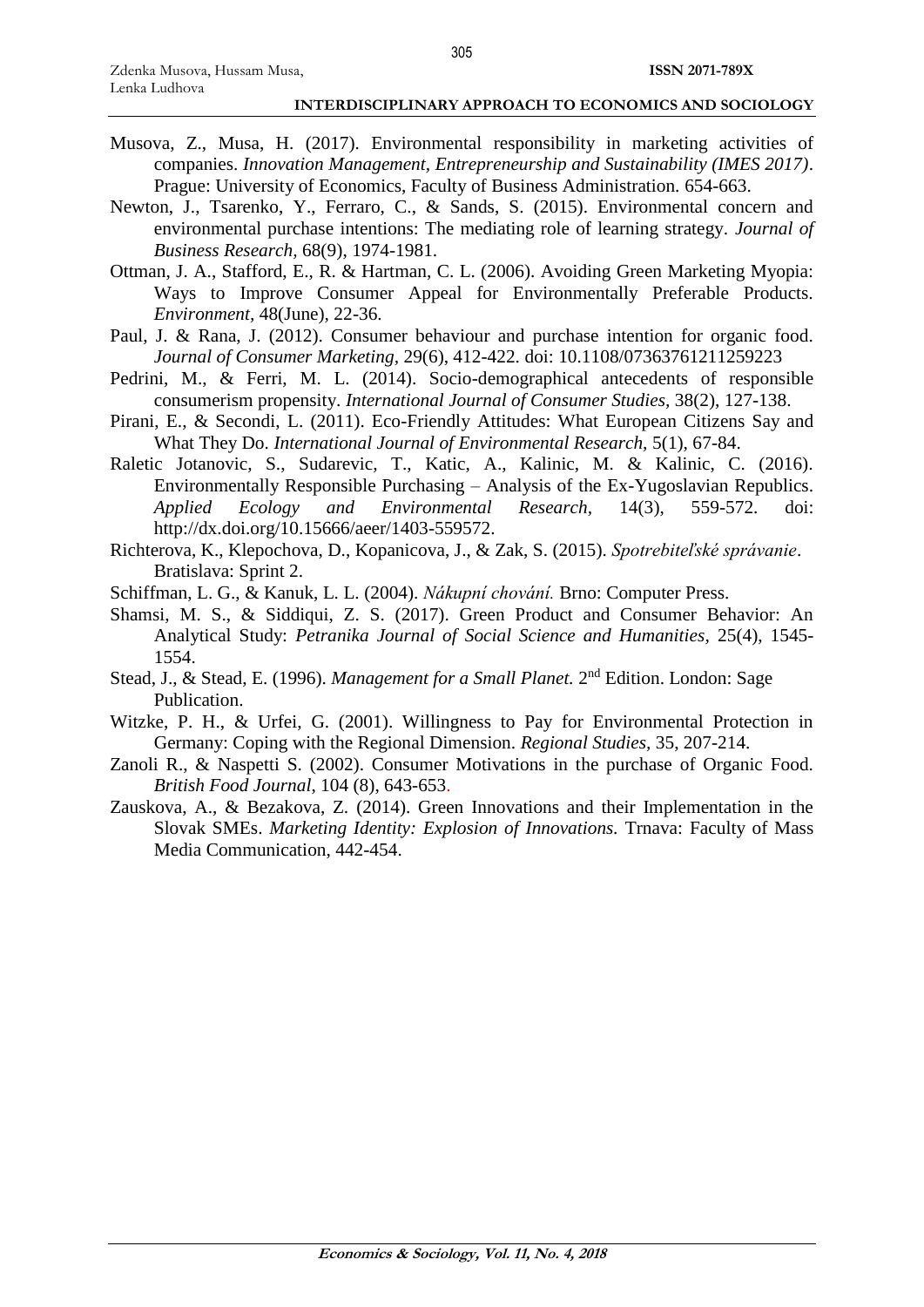Musova, Z., Musa, H. (2017). Environmental responsibility in marketing activities of companies. *Innovation Management, Entrepreneurship and Sustainability (IMES 2017)*. Prague: University of Economics, Faculty of Business Administration. 654-663.

Newton, J., Tsarenko, Y., Ferraro, C., & Sands, S. (2015). Environmental concern and environmental purchase intentions: The mediating role of learning strategy. *Journal of Business Research*, 68(9), 1974-1981.

Ottman, J. A., Stafford, E., R. & Hartman, C. L. (2006). Avoiding Green Marketing Myopia: Ways to Improve Consumer Appeal for Environmentally Preferable Products. *Environment*, 48(June), 22-36.

Paul, J. & Rana, J. (2012). Consumer behaviour and purchase intention for organic food. *Journal of Consumer Marketing*, 29(6), 412-422. doi: 10.1108/07363761211259223

Pedrini, M., & Ferri, M. L. (2014). Socio-demographical antecedents of responsible consumerism propensity. *International Journal of Consumer Studies*, 38(2), 127-138.

Pirani, E., & Secondi, L. (2011). Eco-Friendly Attitudes: What European Citizens Say and What They Do. *International Journal of Environmental Research*, 5(1), 67-84.

Raletic Jotanovic, S., Sudarevic, T., Katic, A., Kalinic, M. & Kalinic, C. (2016). Environmentally Responsible Purchasing – Analysis of the Ex-Yugoslavian Republics. *Applied Ecology and Environmental Research*, 14(3), 559-572. doi: http://dx.doi.org/10.15666/aeer/1403-559572.

Richterova, K., Klepochova, D., Kopanicova, J., & Zak, S. (2015). *Spotrebiteľské správanie*. Bratislava: Sprint 2.

Schiffman, L. G., & Kanuk, L. L. (2004). *Nákupní chování.* Brno: Computer Press.

Shamsi, M. S., & Siddiqui, Z. S. (2017). Green Product and Consumer Behavior: An Analytical Study: *Petranika Journal of Social Science and Humanities*, 25(4), 1545-1554.

Stead, J., & Stead, E. (1996). *Management for a Small Planet.* 2nd Edition. London: Sage Publication.

Witzke, P. H., & Urfei, G. (2001). Willingness to Pay for Environmental Protection in Germany: Coping with the Regional Dimension. *Regional Studies*, 35, 207-214.

Zanoli R., & Naspetti S. (2002). Consumer Motivations in the purchase of Organic Food. *British Food Journal*, 104 (8), 643-653.

Zauskova, A., & Bezakova, Z. (2014). Green Innovations and their Implementation in the Slovak SMEs. *Marketing Identity: Explosion of Innovations.* Trnava: Faculty of Mass Media Communication, 442-454.